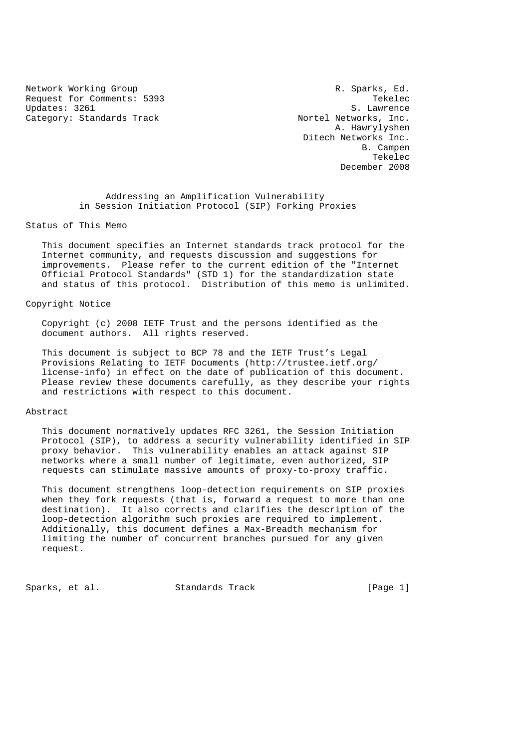Network Working Group R. Sparks, Ed.
Request for Comments: 5393 Tekelec
Updates: 3261 S. Lawrence
Category: Standards Track Nortel Networks, Inc.
A. Hawrylyshen
Ditech Networks Inc.
B. Campen
Tekelec
December 2008

# Addressing an Amplification Vulnerability in Session Initiation Protocol (SIP) Forking Proxies

## Status of This Memo

This document specifies an Internet standards track protocol for the Internet community, and requests discussion and suggestions for improvements. Please refer to the current edition of the "Internet Official Protocol Standards" (STD 1) for the standardization state and status of this protocol. Distribution of this memo is unlimited.

## Copyright Notice

Copyright (c) 2008 IETF Trust and the persons identified as the document authors. All rights reserved.

This document is subject to BCP 78 and the IETF Trust's Legal Provisions Relating to IETF Documents (http://trustee.ietf.org/license-info) in effect on the date of publication of this document. Please review these documents carefully, as they describe your rights and restrictions with respect to this document.

## Abstract

This document normatively updates RFC 3261, the Session Initiation Protocol (SIP), to address a security vulnerability identified in SIP proxy behavior. This vulnerability enables an attack against SIP networks where a small number of legitimate, even authorized, SIP requests can stimulate massive amounts of proxy-to-proxy traffic.

This document strengthens loop-detection requirements on SIP proxies when they fork requests (that is, forward a request to more than one destination). It also corrects and clarifies the description of the loop-detection algorithm such proxies are required to implement. Additionally, this document defines a Max-Breadth mechanism for limiting the number of concurrent branches pursued for any given request.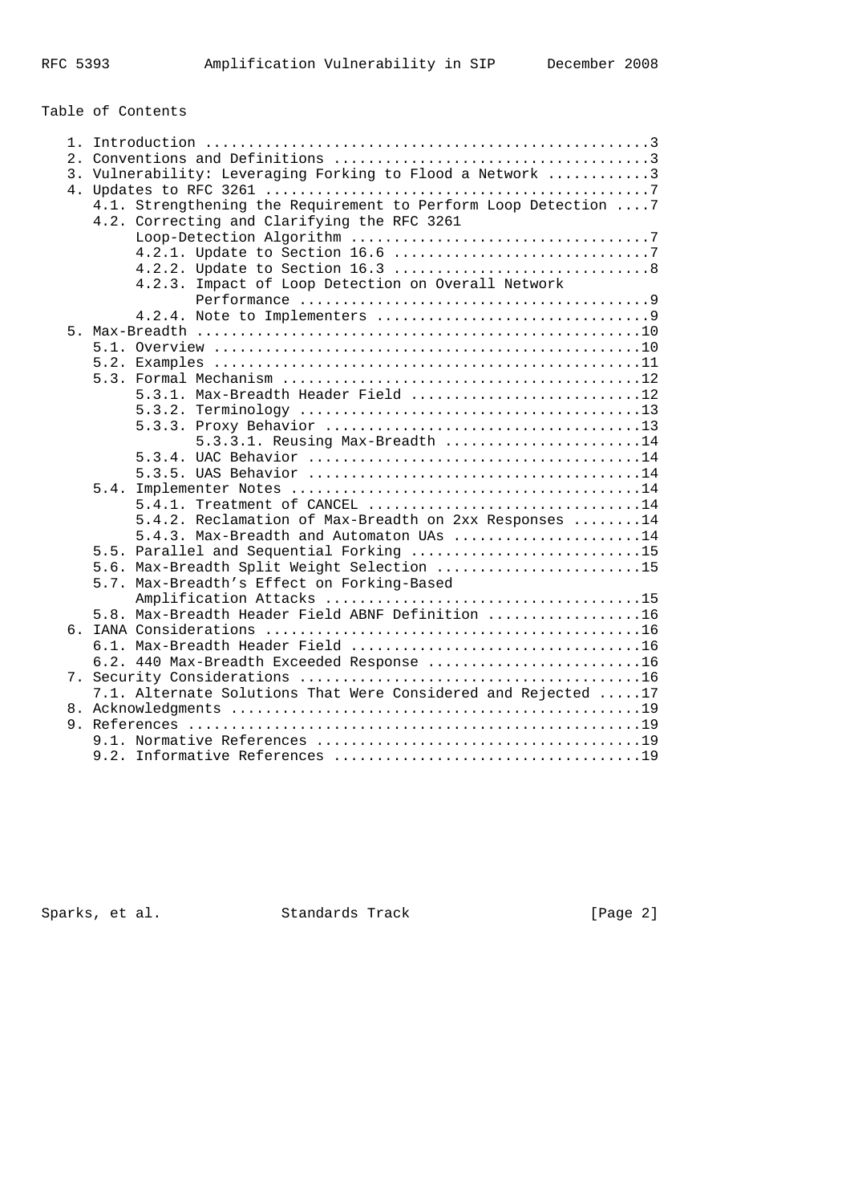Table of Contents

```
   1. Introduction ....................................................3
   2. Conventions and Definitions .....................................3
   3. Vulnerability: Leveraging Forking to Flood a Network ............3
   4. Updates to RFC 3261 .............................................7
      4.1. Strengthening the Requirement to Perform Loop Detection ....7
      4.2. Correcting and Clarifying the RFC 3261
           Loop-Detection Algorithm ...................................7
           4.2.1. Update to Section 16.6 ..............................7
           4.2.2. Update to Section 16.3 ..............................8
           4.2.3. Impact of Loop Detection on Overall Network
                  Performance .........................................9
           4.2.4. Note to Implementers ................................9
   5. Max-Breadth ....................................................10
      5.1. Overview ..................................................10
      5.2. Examples ..................................................11
      5.3. Formal Mechanism ..........................................12
           5.3.1. Max-Breadth Header Field ...........................12
           5.3.2. Terminology ........................................13
           5.3.3. Proxy Behavior .....................................13
                  5.3.3.1. Reusing Max-Breadth .......................14
           5.3.4. UAC Behavior .......................................14
           5.3.5. UAS Behavior .......................................14
      5.4. Implementer Notes .........................................14
           5.4.1. Treatment of CANCEL ................................14
           5.4.2. Reclamation of Max-Breadth on 2xx Responses ........14
           5.4.3. Max-Breadth and Automaton UAs ......................14
      5.5. Parallel and Sequential Forking ...........................15
      5.6. Max-Breadth Split Weight Selection ........................15
      5.7. Max-Breadth's Effect on Forking-Based
           Amplification Attacks .....................................15
      5.8. Max-Breadth Header Field ABNF Definition ..................16
   6. IANA Considerations ............................................16
      6.1. Max-Breadth Header Field ..................................16
      6.2. 440 Max-Breadth Exceeded Response .........................16
   7. Security Considerations ........................................16
      7.1. Alternate Solutions That Were Considered and Rejected .....17
   8. Acknowledgments ................................................19
   9. References .....................................................19
      9.1. Normative References ......................................19
      9.2. Informative References ....................................19
```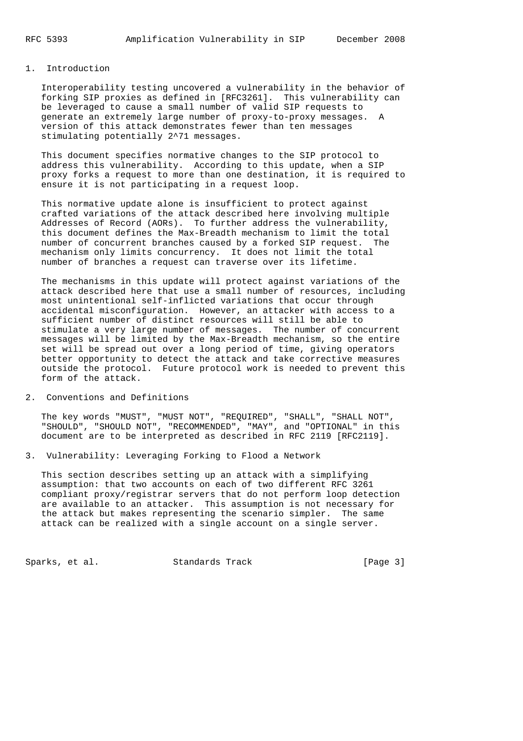## 1. Introduction

Interoperability testing uncovered a vulnerability in the behavior of forking SIP proxies as defined in [RFC3261]. This vulnerability can be leveraged to cause a small number of valid SIP requests to generate an extremely large number of proxy-to-proxy messages. A version of this attack demonstrates fewer than ten messages stimulating potentially $2^{71}$ messages.

This document specifies normative changes to the SIP protocol to address this vulnerability. According to this update, when a SIP proxy forks a request to more than one destination, it is required to ensure it is not participating in a request loop.

This normative update alone is insufficient to protect against crafted variations of the attack described here involving multiple Addresses of Record (AORs). To further address the vulnerability, this document defines the Max-Breadth mechanism to limit the total number of concurrent branches caused by a forked SIP request. The mechanism only limits concurrency. It does not limit the total number of branches a request can traverse over its lifetime.

The mechanisms in this update will protect against variations of the attack described here that use a small number of resources, including most unintentional self-inflicted variations that occur through accidental misconfiguration. However, an attacker with access to a sufficient number of distinct resources will still be able to stimulate a very large number of messages. The number of concurrent messages will be limited by the Max-Breadth mechanism, so the entire set will be spread out over a long period of time, giving operators better opportunity to detect the attack and take corrective measures outside the protocol. Future protocol work is needed to prevent this form of the attack.

## 2. Conventions and Definitions

The key words "MUST", "MUST NOT", "REQUIRED", "SHALL", "SHALL NOT", "SHOULD", "SHOULD NOT", "RECOMMENDED", "MAY", and "OPTIONAL" in this document are to be interpreted as described in RFC 2119 [RFC2119].

## 3. Vulnerability: Leveraging Forking to Flood a Network

This section describes setting up an attack with a simplifying assumption: that two accounts on each of two different RFC 3261 compliant proxy/registrar servers that do not perform loop detection are available to an attacker. This assumption is not necessary for the attack but makes representing the scenario simpler. The same attack can be realized with a single account on a single server.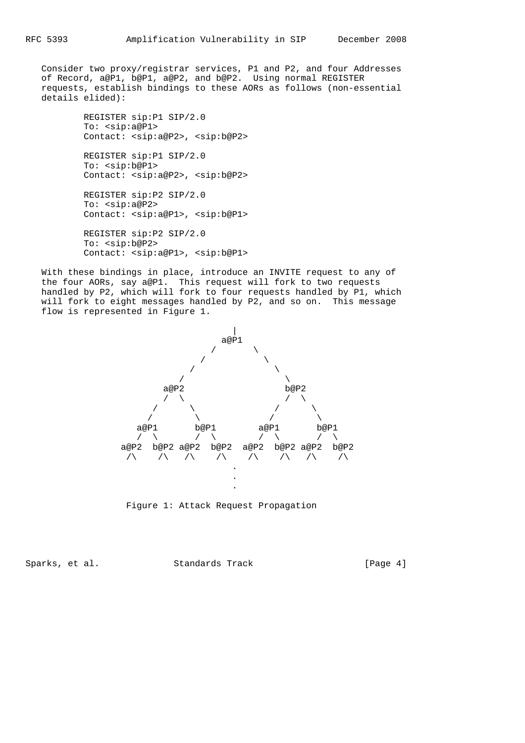Consider two proxy/registrar services, P1 and P2, and four Addresses of Record, a@P1, b@P1, a@P2, and b@P2. Using normal REGISTER requests, establish bindings to these AORs as follows (non-essential details elided):

```
      REGISTER sip:P1 SIP/2.0
      To: <sip:a@P1>
      Contact: <sip:a@P2>, <sip:b@P2>

      REGISTER sip:P1 SIP/2.0
      To: <sip:b@P1>
      Contact: <sip:a@P2>, <sip:b@P2>

      REGISTER sip:P2 SIP/2.0
      To: <sip:a@P2>
      Contact: <sip:a@P1>, <sip:b@P1>

      REGISTER sip:P2 SIP/2.0
      To: <sip:b@P2>
      Contact: <sip:a@P1>, <sip:b@P1>
```

With these bindings in place, introduce an INVITE request to any of the four AORs, say a@P1. This request will fork to two requests handled by P2, which will fork to four requests handled by P1, which will fork to eight messages handled by P2, and so on. This message flow is represented in Figure 1.

```
                             |
                           a@P1
                          /     \
                        /         \
                      /             \
                    /                 \
                a@P2                   b@P2
                /  \                   /  \
              /      \               /      \
             /        \             /        \
          a@P1       b@P1        a@P1       b@P1
           / \        / \         / \        / \
       a@P2  b@P2 a@P2  b@P2  a@P2  b@P2 a@P2  b@P2
        /\    /\   /\    /\    /\    /\   /\    /\
                             .
                             .
                             .
```

Figure 1: Attack Request Propagation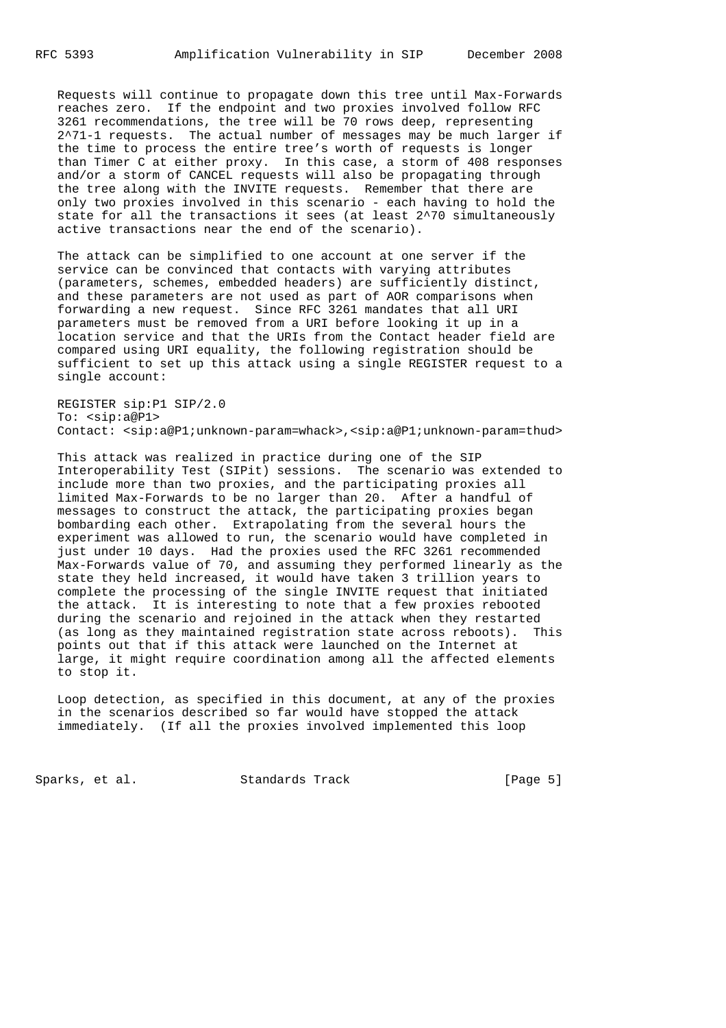Requests will continue to propagate down this tree until Max-Forwards reaches zero. If the endpoint and two proxies involved follow RFC 3261 recommendations, the tree will be 70 rows deep, representing $2^{71}-1$ requests. The actual number of messages may be much larger if the time to process the entire tree's worth of requests is longer than Timer C at either proxy. In this case, a storm of 408 responses and/or a storm of CANCEL requests will also be propagating through the tree along with the INVITE requests. Remember that there are only two proxies involved in this scenario - each having to hold the state for all the transactions it sees (at least $2^{70}$ simultaneously active transactions near the end of the scenario).

The attack can be simplified to one account at one server if the service can be convinced that contacts with varying attributes (parameters, schemes, embedded headers) are sufficiently distinct, and these parameters are not used as part of AOR comparisons when forwarding a new request. Since RFC 3261 mandates that all URI parameters must be removed from a URI before looking it up in a location service and that the URIs from the Contact header field are compared using URI equality, the following registration should be sufficient to set up this attack using a single REGISTER request to a single account:

```
REGISTER sip:P1 SIP/2.0
To: <sip:a@P1>
Contact: <sip:a@P1;unknown-param=whack>,<sip:a@P1;unknown-param=thud>
```

This attack was realized in practice during one of the SIP Interoperability Test (SIPit) sessions. The scenario was extended to include more than two proxies, and the participating proxies all limited Max-Forwards to be no larger than 20. After a handful of messages to construct the attack, the participating proxies began bombarding each other. Extrapolating from the several hours the experiment was allowed to run, the scenario would have completed in just under 10 days. Had the proxies used the RFC 3261 recommended Max-Forwards value of 70, and assuming they performed linearly as the state they held increased, it would have taken 3 trillion years to complete the processing of the single INVITE request that initiated the attack. It is interesting to note that a few proxies rebooted during the scenario and rejoined in the attack when they restarted (as long as they maintained registration state across reboots). This points out that if this attack were launched on the Internet at large, it might require coordination among all the affected elements to stop it.

Loop detection, as specified in this document, at any of the proxies in the scenarios described so far would have stopped the attack immediately. (If all the proxies involved implemented this loop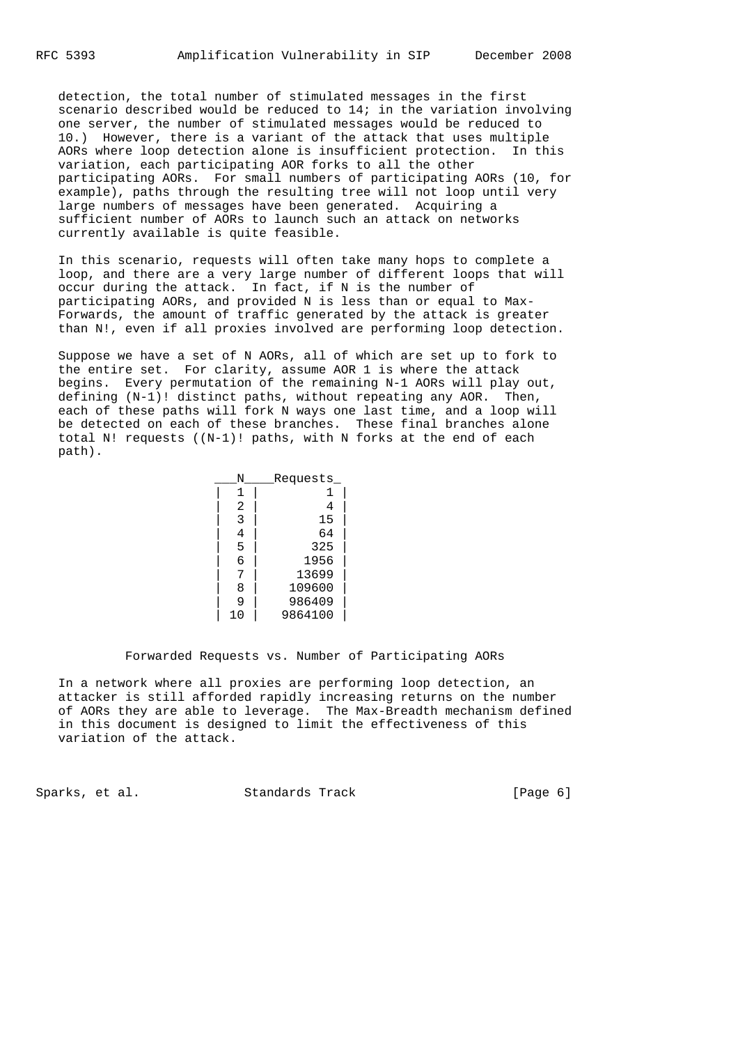detection, the total number of stimulated messages in the first scenario described would be reduced to 14; in the variation involving one server, the number of stimulated messages would be reduced to 10.) However, there is a variant of the attack that uses multiple AORs where loop detection alone is insufficient protection. In this variation, each participating AOR forks to all the other participating AORs. For small numbers of participating AORs (10, for example), paths through the resulting tree will not loop until very large numbers of messages have been generated. Acquiring a sufficient number of AORs to launch such an attack on networks currently available is quite feasible.

In this scenario, requests will often take many hops to complete a loop, and there are a very large number of different loops that will occur during the attack. In fact, if N is the number of participating AORs, and provided N is less than or equal to Max-Forwards, the amount of traffic generated by the attack is greater than N!, even if all proxies involved are performing loop detection.

Suppose we have a set of N AORs, all of which are set up to fork to the entire set. For clarity, assume AOR 1 is where the attack begins. Every permutation of the remaining N-1 AORs will play out, defining (N-1)! distinct paths, without repeating any AOR. Then, each of these paths will fork N ways one last time, and a loop will be detected on each of these branches. These final branches alone total N! requests ((N-1)! paths, with N forks at the end of each path).

| N | Requests |
|---|---|
| 1 | 1 |
| 2 | 4 |
| 3 | 15 |
| 4 | 64 |
| 5 | 325 |
| 6 | 1956 |
| 7 | 13699 |
| 8 | 109600 |
| 9 | 986409 |
| 10 | 9864100 |

Forwarded Requests vs. Number of Participating AORs

In a network where all proxies are performing loop detection, an attacker is still afforded rapidly increasing returns on the number of AORs they are able to leverage. The Max-Breadth mechanism defined in this document is designed to limit the effectiveness of this variation of the attack.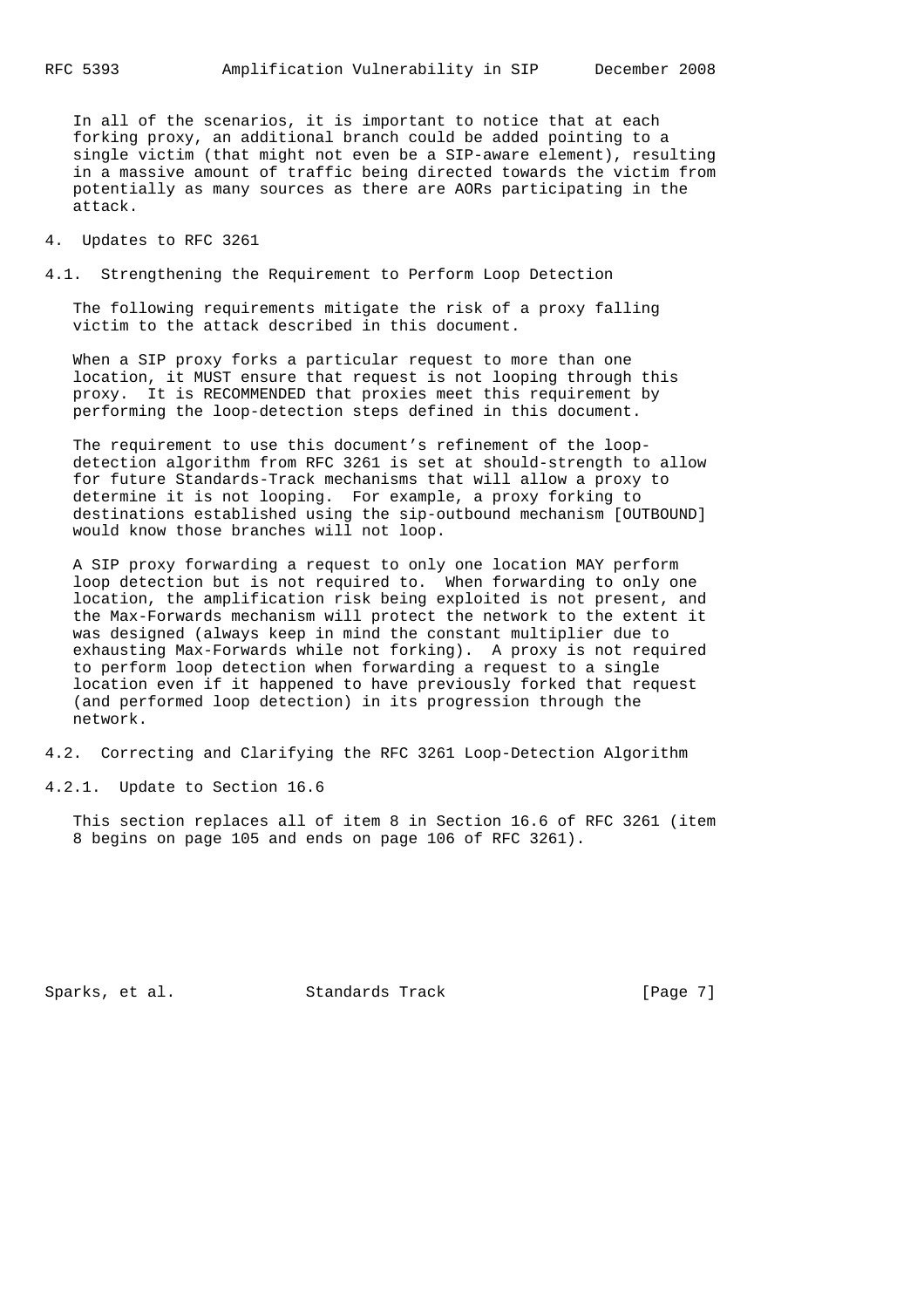In all of the scenarios, it is important to notice that at each forking proxy, an additional branch could be added pointing to a single victim (that might not even be a SIP-aware element), resulting in a massive amount of traffic being directed towards the victim from potentially as many sources as there are AORs participating in the attack.

# 4. Updates to RFC 3261

## 4.1. Strengthening the Requirement to Perform Loop Detection

The following requirements mitigate the risk of a proxy falling victim to the attack described in this document.

When a SIP proxy forks a particular request to more than one location, it MUST ensure that request is not looping through this proxy. It is RECOMMENDED that proxies meet this requirement by performing the loop-detection steps defined in this document.

The requirement to use this document's refinement of the loop-detection algorithm from RFC 3261 is set at should-strength to allow for future Standards-Track mechanisms that will allow a proxy to determine it is not looping. For example, a proxy forking to destinations established using the sip-outbound mechanism [OUTBOUND] would know those branches will not loop.

A SIP proxy forwarding a request to only one location MAY perform loop detection but is not required to. When forwarding to only one location, the amplification risk being exploited is not present, and the Max-Forwards mechanism will protect the network to the extent it was designed (always keep in mind the constant multiplier due to exhausting Max-Forwards while not forking). A proxy is not required to perform loop detection when forwarding a request to a single location even if it happened to have previously forked that request (and performed loop detection) in its progression through the network.

## 4.2. Correcting and Clarifying the RFC 3261 Loop-Detection Algorithm

### 4.2.1. Update to Section 16.6

This section replaces all of item 8 in Section 16.6 of RFC 3261 (item 8 begins on page 105 and ends on page 106 of RFC 3261).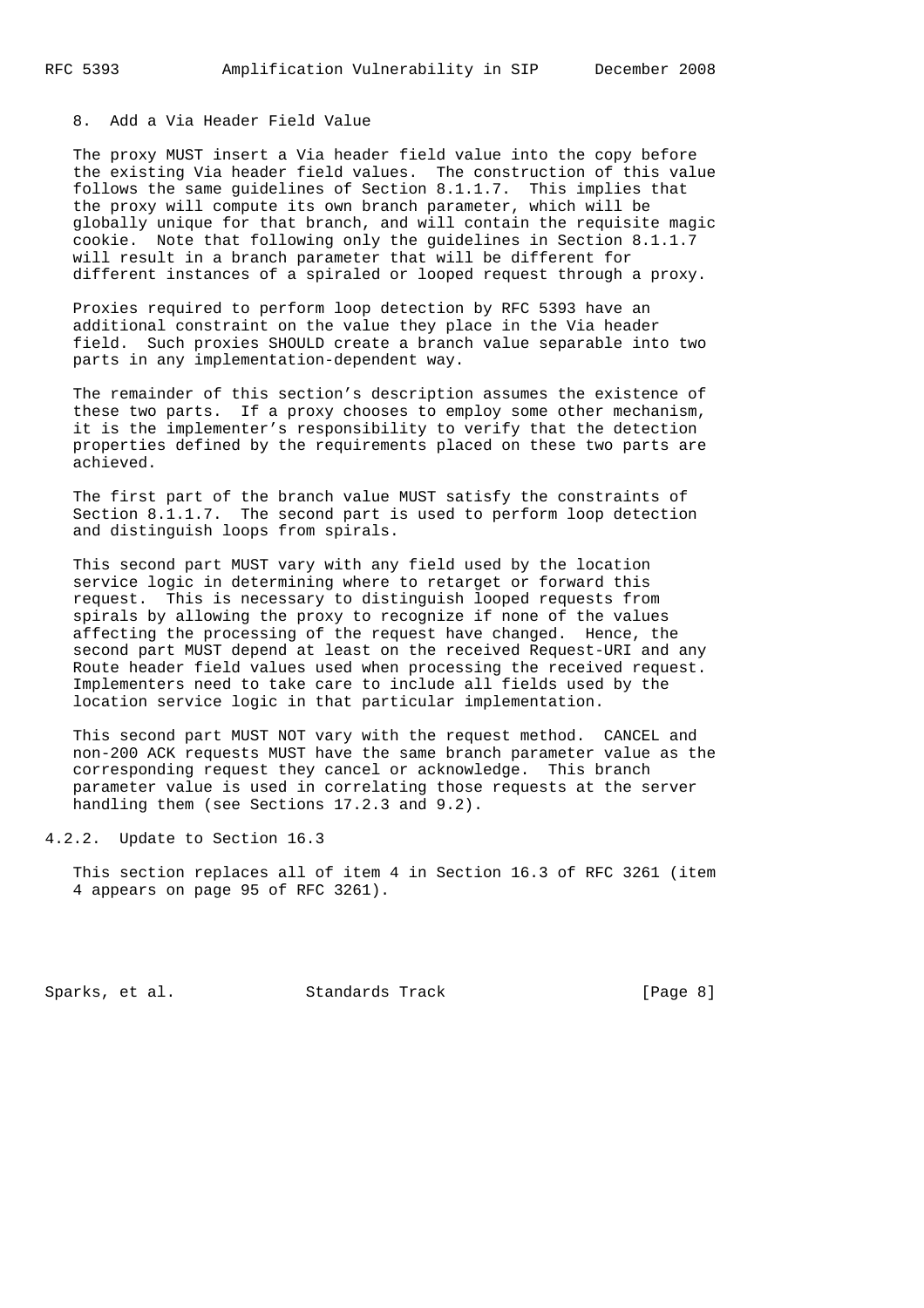8. Add a Via Header Field Value

The proxy MUST insert a Via header field value into the copy before the existing Via header field values. The construction of this value follows the same guidelines of Section 8.1.1.7. This implies that the proxy will compute its own branch parameter, which will be globally unique for that branch, and will contain the requisite magic cookie. Note that following only the guidelines in Section 8.1.1.7 will result in a branch parameter that will be different for different instances of a spiraled or looped request through a proxy.

Proxies required to perform loop detection by RFC 5393 have an additional constraint on the value they place in the Via header field. Such proxies SHOULD create a branch value separable into two parts in any implementation-dependent way.

The remainder of this section's description assumes the existence of these two parts. If a proxy chooses to employ some other mechanism, it is the implementer's responsibility to verify that the detection properties defined by the requirements placed on these two parts are achieved.

The first part of the branch value MUST satisfy the constraints of Section 8.1.1.7. The second part is used to perform loop detection and distinguish loops from spirals.

This second part MUST vary with any field used by the location service logic in determining where to retarget or forward this request. This is necessary to distinguish looped requests from spirals by allowing the proxy to recognize if none of the values affecting the processing of the request have changed. Hence, the second part MUST depend at least on the received Request-URI and any Route header field values used when processing the received request. Implementers need to take care to include all fields used by the location service logic in that particular implementation.

This second part MUST NOT vary with the request method. CANCEL and non-200 ACK requests MUST have the same branch parameter value as the corresponding request they cancel or acknowledge. This branch parameter value is used in correlating those requests at the server handling them (see Sections 17.2.3 and 9.2).

### 4.2.2. Update to Section 16.3

This section replaces all of item 4 in Section 16.3 of RFC 3261 (item 4 appears on page 95 of RFC 3261).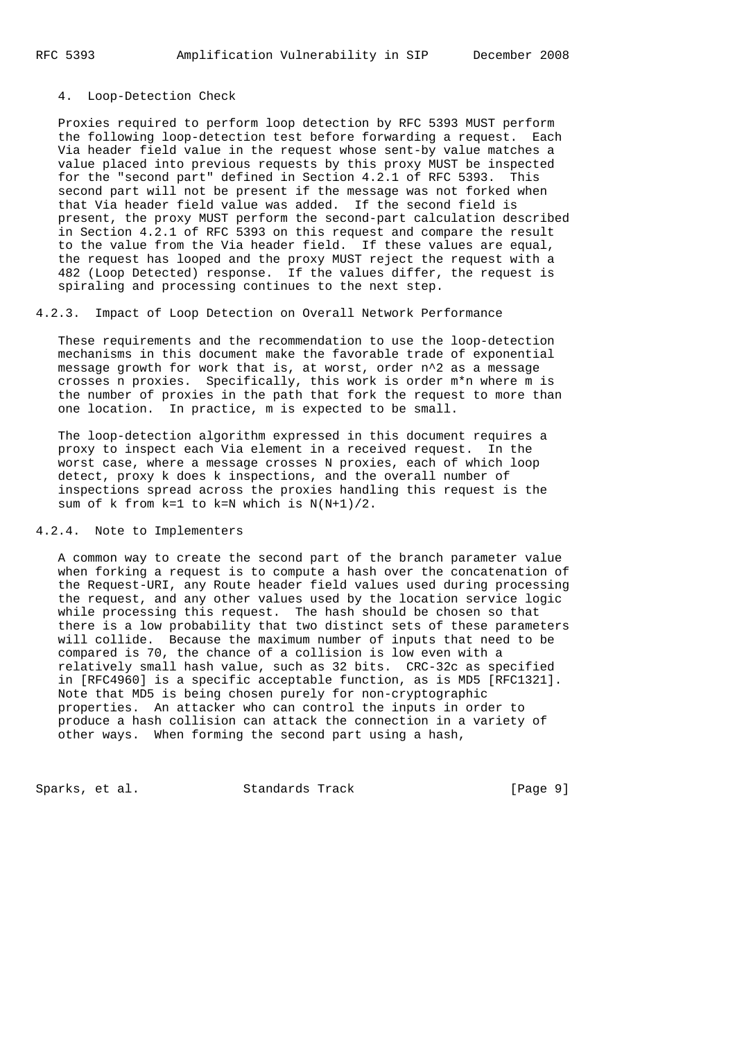4. Loop-Detection Check

Proxies required to perform loop detection by RFC 5393 MUST perform the following loop-detection test before forwarding a request. Each Via header field value in the request whose sent-by value matches a value placed into previous requests by this proxy MUST be inspected for the "second part" defined in Section 4.2.1 of RFC 5393. This second part will not be present if the message was not forked when that Via header field value was added. If the second field is present, the proxy MUST perform the second-part calculation described in Section 4.2.1 of RFC 5393 on this request and compare the result to the value from the Via header field. If these values are equal, the request has looped and the proxy MUST reject the request with a 482 (Loop Detected) response. If the values differ, the request is spiraling and processing continues to the next step.

### 4.2.3. Impact of Loop Detection on Overall Network Performance

These requirements and the recommendation to use the loop-detection mechanisms in this document make the favorable trade of exponential message growth for work that is, at worst, order $n^2$ as a message crosses n proxies. Specifically, this work is order $m*n$ where m is the number of proxies in the path that fork the request to more than one location. In practice, m is expected to be small.

The loop-detection algorithm expressed in this document requires a proxy to inspect each Via element in a received request. In the worst case, where a message crosses N proxies, each of which loop detect, proxy k does k inspections, and the overall number of inspections spread across the proxies handling this request is the sum of k from $k=1$ to $k=N$ which is $N(N+1)/2$.

### 4.2.4. Note to Implementers

A common way to create the second part of the branch parameter value when forking a request is to compute a hash over the concatenation of the Request-URI, any Route header field values used during processing the request, and any other values used by the location service logic while processing this request. The hash should be chosen so that there is a low probability that two distinct sets of these parameters will collide. Because the maximum number of inputs that need to be compared is 70, the chance of a collision is low even with a relatively small hash value, such as 32 bits. CRC-32c as specified in [RFC4960] is a specific acceptable function, as is MD5 [RFC1321]. Note that MD5 is being chosen purely for non-cryptographic properties. An attacker who can control the inputs in order to produce a hash collision can attack the connection in a variety of other ways. When forming the second part using a hash,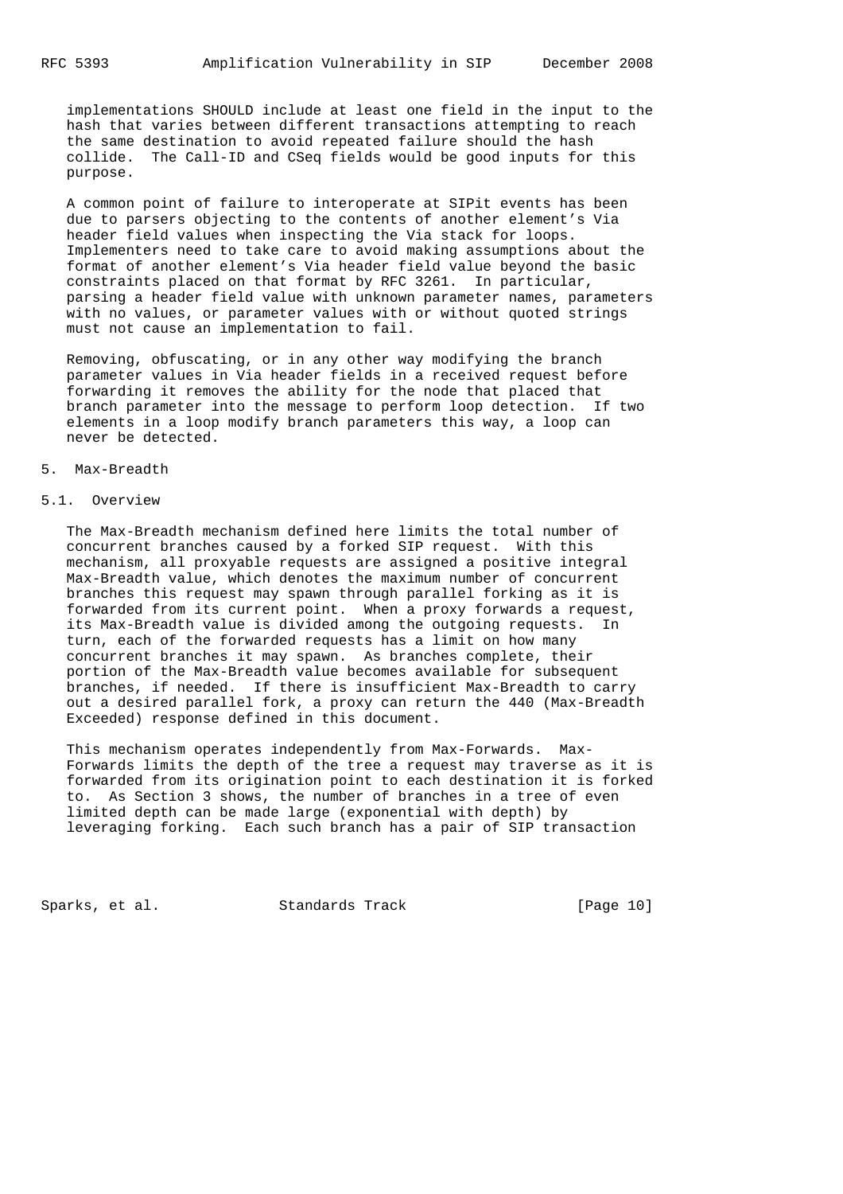implementations SHOULD include at least one field in the input to the hash that varies between different transactions attempting to reach the same destination to avoid repeated failure should the hash collide. The Call-ID and CSeq fields would be good inputs for this purpose.

A common point of failure to interoperate at SIPit events has been due to parsers objecting to the contents of another element's Via header field values when inspecting the Via stack for loops. Implementers need to take care to avoid making assumptions about the format of another element's Via header field value beyond the basic constraints placed on that format by RFC 3261. In particular, parsing a header field value with unknown parameter names, parameters with no values, or parameter values with or without quoted strings must not cause an implementation to fail.

Removing, obfuscating, or in any other way modifying the branch parameter values in Via header fields in a received request before forwarding it removes the ability for the node that placed that branch parameter into the message to perform loop detection. If two elements in a loop modify branch parameters this way, a loop can never be detected.

## 5. Max-Breadth

### 5.1. Overview

The Max-Breadth mechanism defined here limits the total number of concurrent branches caused by a forked SIP request. With this mechanism, all proxyable requests are assigned a positive integral Max-Breadth value, which denotes the maximum number of concurrent branches this request may spawn through parallel forking as it is forwarded from its current point. When a proxy forwards a request, its Max-Breadth value is divided among the outgoing requests. In turn, each of the forwarded requests has a limit on how many concurrent branches it may spawn. As branches complete, their portion of the Max-Breadth value becomes available for subsequent branches, if needed. If there is insufficient Max-Breadth to carry out a desired parallel fork, a proxy can return the 440 (Max-Breadth Exceeded) response defined in this document.

This mechanism operates independently from Max-Forwards. Max-Forwards limits the depth of the tree a request may traverse as it is forwarded from its origination point to each destination it is forked to. As Section 3 shows, the number of branches in a tree of even limited depth can be made large (exponential with depth) by leveraging forking. Each such branch has a pair of SIP transaction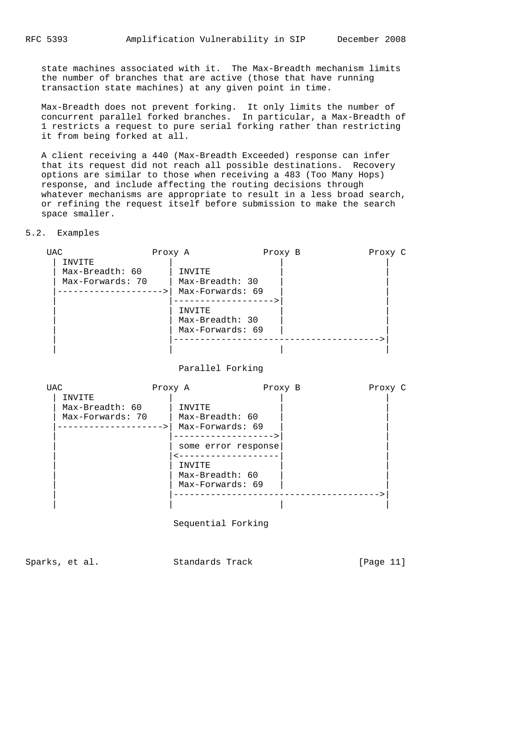state machines associated with it. The Max-Breadth mechanism limits the number of branches that are active (those that have running transaction state machines) at any given point in time.

Max-Breadth does not prevent forking. It only limits the number of concurrent parallel forked branches. In particular, a Max-Breadth of 1 restricts a request to pure serial forking rather than restricting it from being forked at all.

A client receiving a 440 (Max-Breadth Exceeded) response can infer that its request did not reach all possible destinations. Recovery options are similar to those when receiving a 483 (Too Many Hops) response, and include affecting the routing decisions through whatever mechanisms are appropriate to result in a less broad search, or refining the request itself before submission to make the search space smaller.

## 5.2. Examples

```
 UAC                 Proxy A              Proxy B              Proxy C
  | INVITE              |                    |                    |
  | Max-Breadth: 60     | INVITE             |                    |
  | Max-Forwards: 70    | Max-Breadth: 30    |                    |
  |-------------------->| Max-Forwards: 69   |                    |
  |                     |------------------->|                    |
  |                     | INVITE             |                    |
  |                     | Max-Breadth: 30    |                    |
  |                     | Max-Forwards: 69   |                    |
  |                     |--------------------------------------->|
  |                     |                    |                    |

                          Parallel Forking

 UAC                 Proxy A              Proxy B              Proxy C
  | INVITE              |                    |                    |
  | Max-Breadth: 60     | INVITE             |                    |
  | Max-Forwards: 70    | Max-Breadth: 60    |                    |
  |-------------------->| Max-Forwards: 69   |                    |
  |                     |------------------->|                    |
  |                     | some error response|                    |
  |                     |<-------------------|                    |
  |                     | INVITE             |                    |
  |                     | Max-Breadth: 60    |                    |
  |                     | Max-Forwards: 69   |                    |
  |                     |--------------------------------------->|
  |                     |                    |                    |

                         Sequential Forking
```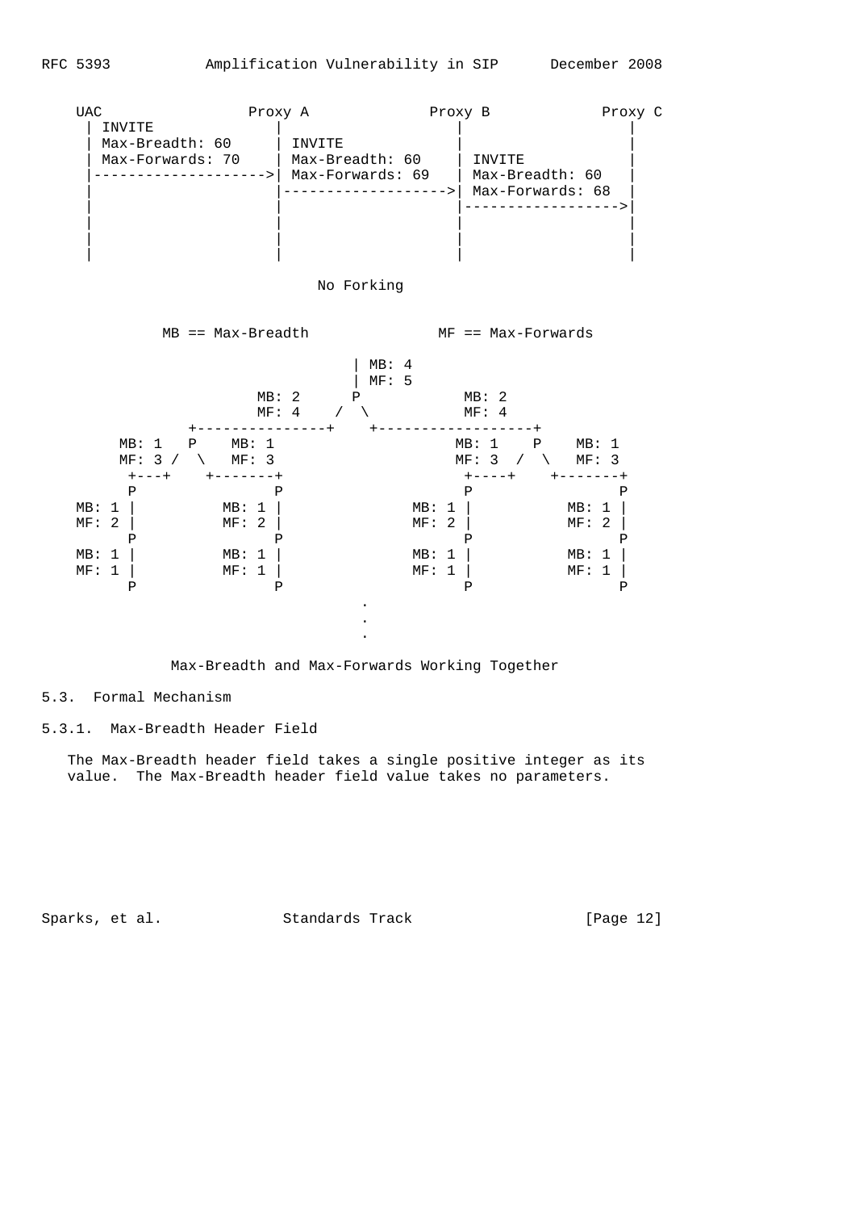```
    UAC                 Proxy A              Proxy B             Proxy C
     | INVITE             |                    |                    |
     | Max-Breadth: 60    | INVITE             |                    |
     | Max-Forwards: 70   | Max-Breadth: 60    | INVITE             |
     |------------------->| Max-Forwards: 69   | Max-Breadth: 60    |
     |                    |------------------->| Max-Forwards: 68   |
     |                    |                    |------------------->|
     |                    |                    |                    |
     |                    |                    |                    |
     |                    |                    |                    |

                                No Forking
```

```
             MB == Max-Breadth              MF == Max-Forwards

                                     | MB: 4
                                     | MF: 5
                       MB: 2        P            MB: 2
                       MF: 4      /  \           MF: 4
               +---------------+    +------------------+
         MB: 1   P    MB: 1                    MB: 1    P    MB: 1
         MF: 3 /  \   MF: 3                    MF: 3  /  \   MF: 3
           +---+    +-------+                    +----+    +-------+
           P                P                    P                 P
    MB: 1 |          MB: 1 |              MB: 1 |          MB: 1 |
    MF: 2 |          MF: 2 |              MF: 2 |          MF: 2 |
           P                P                    P                 P
    MB: 1 |          MB: 1 |              MB: 1 |          MB: 1 |
    MF: 1 |          MF: 1 |              MF: 1 |          MF: 1 |
           P                P                    P                 P
                                        .
                                        .
                                        .

               Max-Breadth and Max-Forwards Working Together
```

### 5.3. Formal Mechanism

#### 5.3.1. Max-Breadth Header Field

The Max-Breadth header field takes a single positive integer as its value. The Max-Breadth header field value takes no parameters.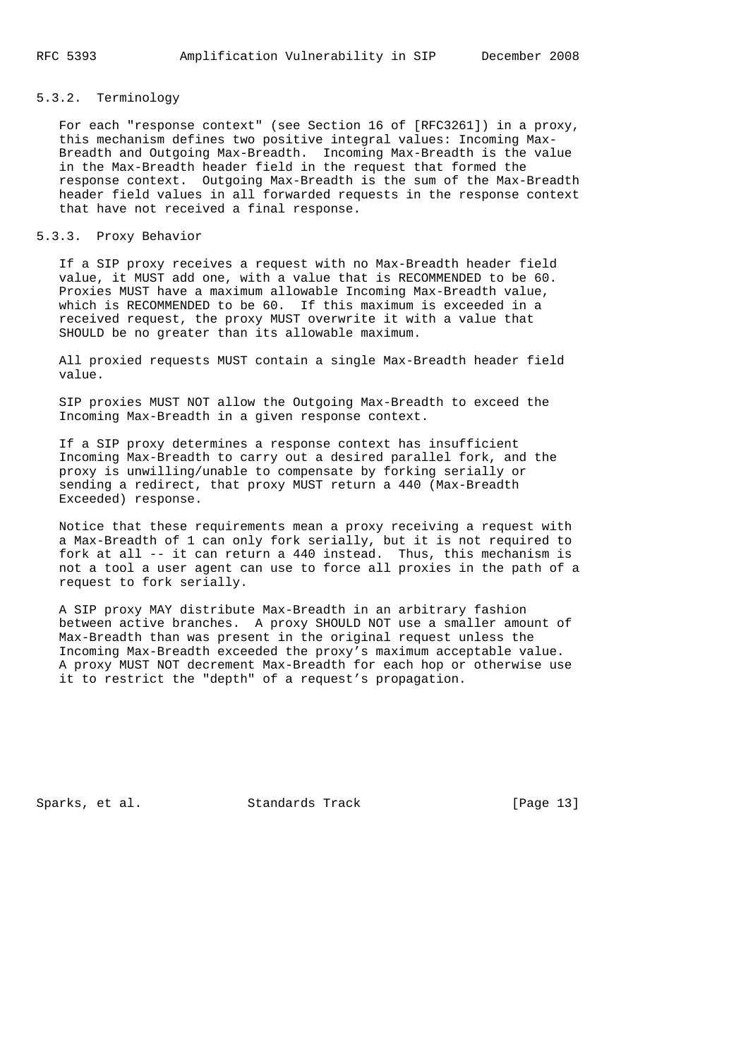### 5.3.2. Terminology

For each "response context" (see Section 16 of [RFC3261]) in a proxy, this mechanism defines two positive integral values: Incoming Max-Breadth and Outgoing Max-Breadth. Incoming Max-Breadth is the value in the Max-Breadth header field in the request that formed the response context. Outgoing Max-Breadth is the sum of the Max-Breadth header field values in all forwarded requests in the response context that have not received a final response.

### 5.3.3. Proxy Behavior

If a SIP proxy receives a request with no Max-Breadth header field value, it MUST add one, with a value that is RECOMMENDED to be 60. Proxies MUST have a maximum allowable Incoming Max-Breadth value, which is RECOMMENDED to be 60. If this maximum is exceeded in a received request, the proxy MUST overwrite it with a value that SHOULD be no greater than its allowable maximum.

All proxied requests MUST contain a single Max-Breadth header field value.

SIP proxies MUST NOT allow the Outgoing Max-Breadth to exceed the Incoming Max-Breadth in a given response context.

If a SIP proxy determines a response context has insufficient Incoming Max-Breadth to carry out a desired parallel fork, and the proxy is unwilling/unable to compensate by forking serially or sending a redirect, that proxy MUST return a 440 (Max-Breadth Exceeded) response.

Notice that these requirements mean a proxy receiving a request with a Max-Breadth of 1 can only fork serially, but it is not required to fork at all -- it can return a 440 instead. Thus, this mechanism is not a tool a user agent can use to force all proxies in the path of a request to fork serially.

A SIP proxy MAY distribute Max-Breadth in an arbitrary fashion between active branches. A proxy SHOULD NOT use a smaller amount of Max-Breadth than was present in the original request unless the Incoming Max-Breadth exceeded the proxy's maximum acceptable value. A proxy MUST NOT decrement Max-Breadth for each hop or otherwise use it to restrict the "depth" of a request's propagation.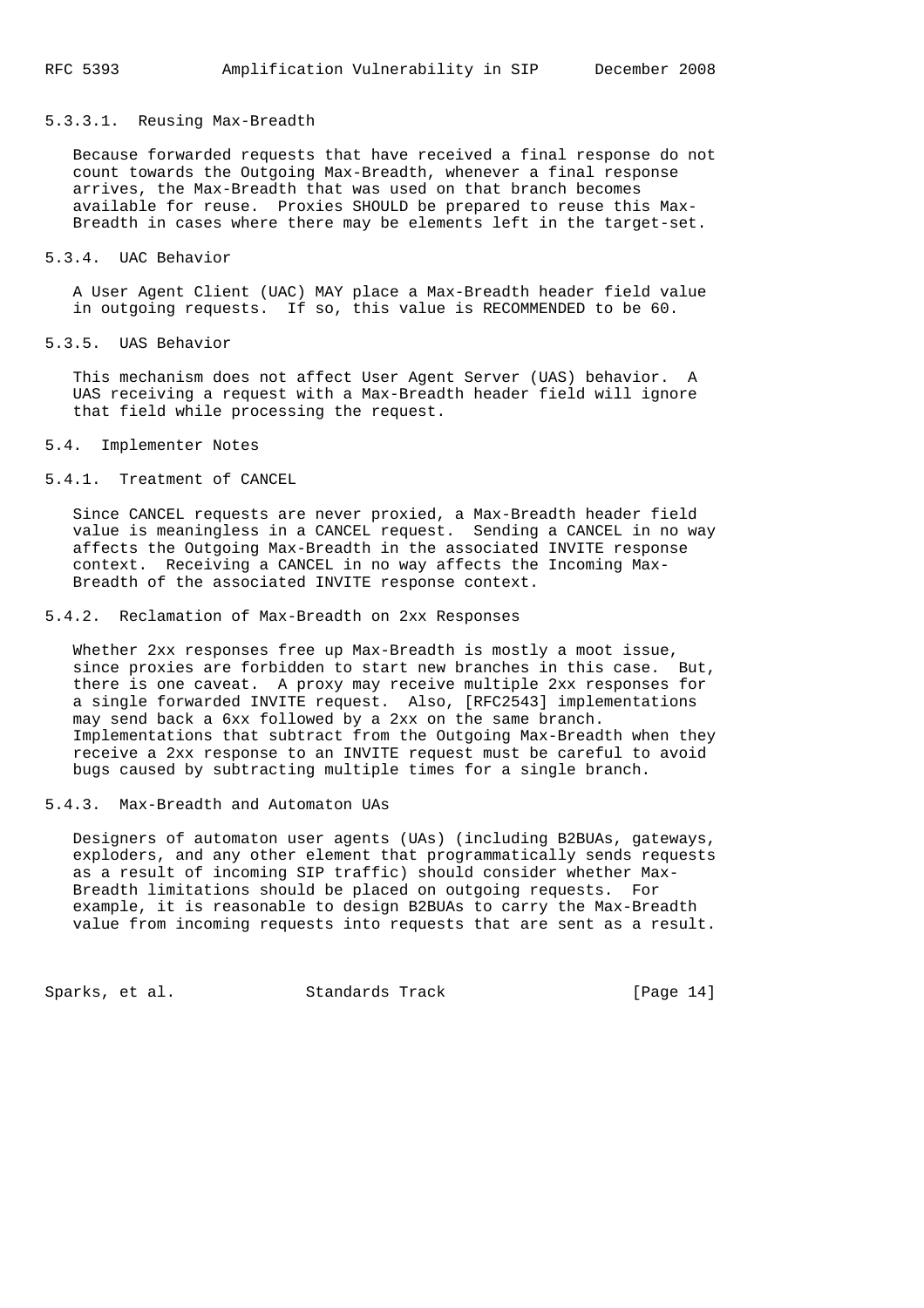#### 5.3.3.1. Reusing Max-Breadth

Because forwarded requests that have received a final response do not count towards the Outgoing Max-Breadth, whenever a final response arrives, the Max-Breadth that was used on that branch becomes available for reuse. Proxies SHOULD be prepared to reuse this Max-Breadth in cases where there may be elements left in the target-set.

### 5.3.4. UAC Behavior

A User Agent Client (UAC) MAY place a Max-Breadth header field value in outgoing requests. If so, this value is RECOMMENDED to be 60.

### 5.3.5. UAS Behavior

This mechanism does not affect User Agent Server (UAS) behavior. A UAS receiving a request with a Max-Breadth header field will ignore that field while processing the request.

## 5.4. Implementer Notes

### 5.4.1. Treatment of CANCEL

Since CANCEL requests are never proxied, a Max-Breadth header field value is meaningless in a CANCEL request. Sending a CANCEL in no way affects the Outgoing Max-Breadth in the associated INVITE response context. Receiving a CANCEL in no way affects the Incoming Max-Breadth of the associated INVITE response context.

### 5.4.2. Reclamation of Max-Breadth on 2xx Responses

Whether 2xx responses free up Max-Breadth is mostly a moot issue, since proxies are forbidden to start new branches in this case. But, there is one caveat. A proxy may receive multiple 2xx responses for a single forwarded INVITE request. Also, [RFC2543] implementations may send back a 6xx followed by a 2xx on the same branch. Implementations that subtract from the Outgoing Max-Breadth when they receive a 2xx response to an INVITE request must be careful to avoid bugs caused by subtracting multiple times for a single branch.

### 5.4.3. Max-Breadth and Automaton UAs

Designers of automaton user agents (UAs) (including B2BUAs, gateways, exploders, and any other element that programmatically sends requests as a result of incoming SIP traffic) should consider whether Max-Breadth limitations should be placed on outgoing requests. For example, it is reasonable to design B2BUAs to carry the Max-Breadth value from incoming requests into requests that are sent as a result.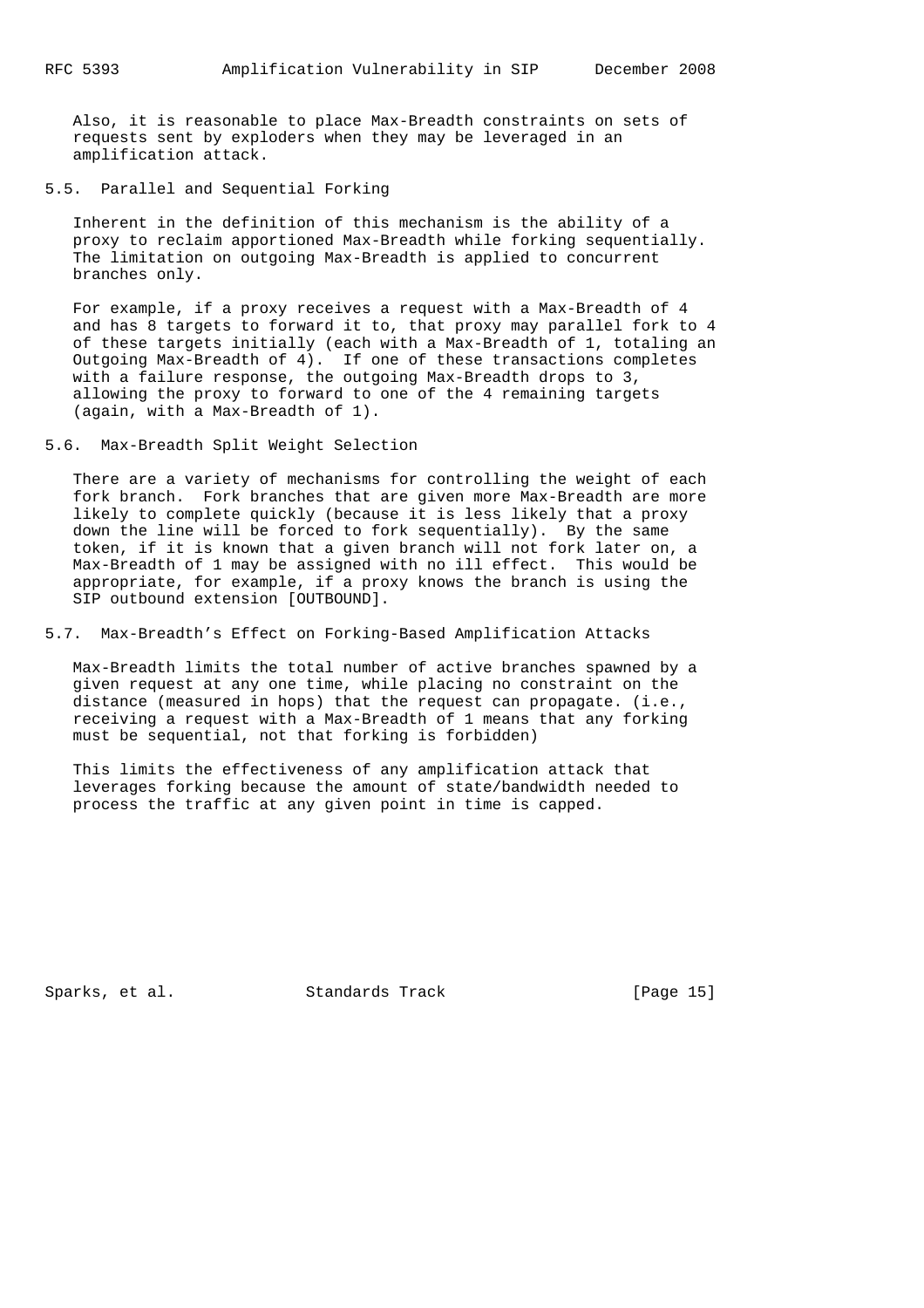Also, it is reasonable to place Max-Breadth constraints on sets of requests sent by exploders when they may be leveraged in an amplification attack.

### 5.5. Parallel and Sequential Forking

Inherent in the definition of this mechanism is the ability of a proxy to reclaim apportioned Max-Breadth while forking sequentially. The limitation on outgoing Max-Breadth is applied to concurrent branches only.

For example, if a proxy receives a request with a Max-Breadth of 4 and has 8 targets to forward it to, that proxy may parallel fork to 4 of these targets initially (each with a Max-Breadth of 1, totaling an Outgoing Max-Breadth of 4). If one of these transactions completes with a failure response, the outgoing Max-Breadth drops to 3, allowing the proxy to forward to one of the 4 remaining targets (again, with a Max-Breadth of 1).

### 5.6. Max-Breadth Split Weight Selection

There are a variety of mechanisms for controlling the weight of each fork branch. Fork branches that are given more Max-Breadth are more likely to complete quickly (because it is less likely that a proxy down the line will be forced to fork sequentially). By the same token, if it is known that a given branch will not fork later on, a Max-Breadth of 1 may be assigned with no ill effect. This would be appropriate, for example, if a proxy knows the branch is using the SIP outbound extension [OUTBOUND].

### 5.7. Max-Breadth's Effect on Forking-Based Amplification Attacks

Max-Breadth limits the total number of active branches spawned by a given request at any one time, while placing no constraint on the distance (measured in hops) that the request can propagate. (i.e., receiving a request with a Max-Breadth of 1 means that any forking must be sequential, not that forking is forbidden)

This limits the effectiveness of any amplification attack that leverages forking because the amount of state/bandwidth needed to process the traffic at any given point in time is capped.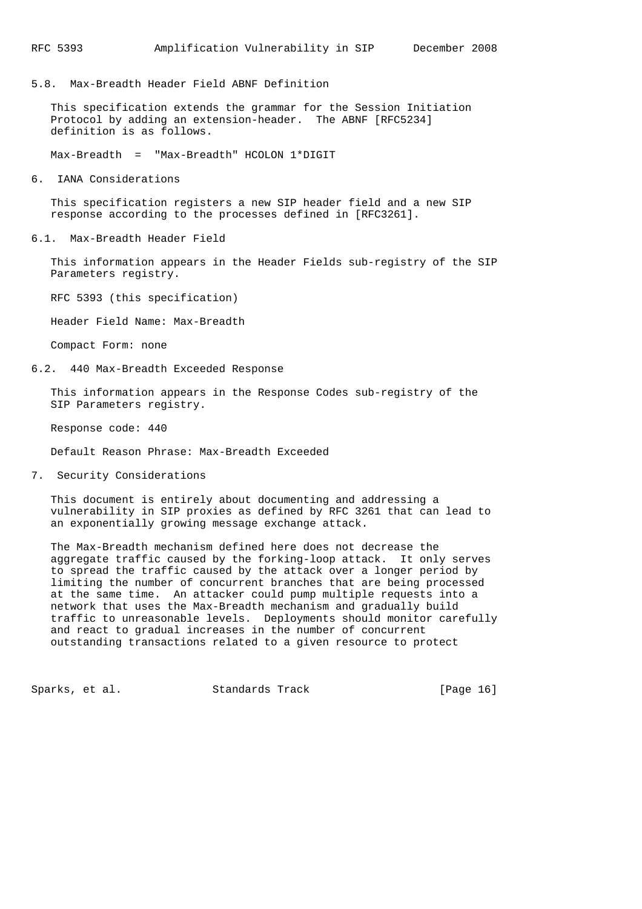### 5.8. Max-Breadth Header Field ABNF Definition

This specification extends the grammar for the Session Initiation Protocol by adding an extension-header. The ABNF [RFC5234] definition is as follows.

```
Max-Breadth  =  "Max-Breadth" HCOLON 1*DIGIT
```

## 6. IANA Considerations

This specification registers a new SIP header field and a new SIP response according to the processes defined in [RFC3261].

### 6.1. Max-Breadth Header Field

This information appears in the Header Fields sub-registry of the SIP Parameters registry.

RFC 5393 (this specification)

Header Field Name: Max-Breadth

Compact Form: none

### 6.2. 440 Max-Breadth Exceeded Response

This information appears in the Response Codes sub-registry of the SIP Parameters registry.

Response code: 440

Default Reason Phrase: Max-Breadth Exceeded

## 7. Security Considerations

This document is entirely about documenting and addressing a vulnerability in SIP proxies as defined by RFC 3261 that can lead to an exponentially growing message exchange attack.

The Max-Breadth mechanism defined here does not decrease the aggregate traffic caused by the forking-loop attack. It only serves to spread the traffic caused by the attack over a longer period by limiting the number of concurrent branches that are being processed at the same time. An attacker could pump multiple requests into a network that uses the Max-Breadth mechanism and gradually build traffic to unreasonable levels. Deployments should monitor carefully and react to gradual increases in the number of concurrent outstanding transactions related to a given resource to protect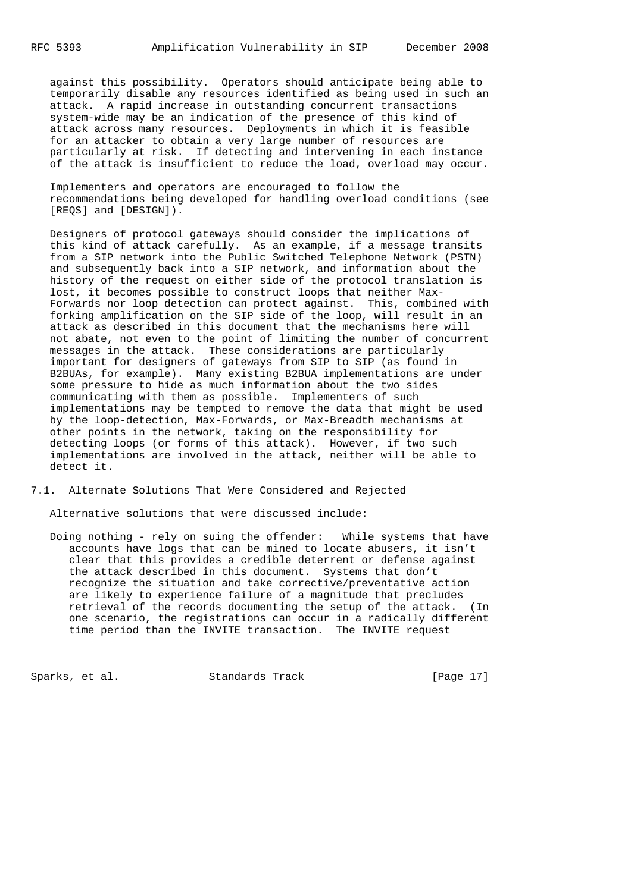against this possibility. Operators should anticipate being able to temporarily disable any resources identified as being used in such an attack. A rapid increase in outstanding concurrent transactions system-wide may be an indication of the presence of this kind of attack across many resources. Deployments in which it is feasible for an attacker to obtain a very large number of resources are particularly at risk. If detecting and intervening in each instance of the attack is insufficient to reduce the load, overload may occur.

Implementers and operators are encouraged to follow the recommendations being developed for handling overload conditions (see [REQS] and [DESIGN]).

Designers of protocol gateways should consider the implications of this kind of attack carefully. As an example, if a message transits from a SIP network into the Public Switched Telephone Network (PSTN) and subsequently back into a SIP network, and information about the history of the request on either side of the protocol translation is lost, it becomes possible to construct loops that neither Max-Forwards nor loop detection can protect against. This, combined with forking amplification on the SIP side of the loop, will result in an attack as described in this document that the mechanisms here will not abate, not even to the point of limiting the number of concurrent messages in the attack. These considerations are particularly important for designers of gateways from SIP to SIP (as found in B2BUAs, for example). Many existing B2BUA implementations are under some pressure to hide as much information about the two sides communicating with them as possible. Implementers of such implementations may be tempted to remove the data that might be used by the loop-detection, Max-Forwards, or Max-Breadth mechanisms at other points in the network, taking on the responsibility for detecting loops (or forms of this attack). However, if two such implementations are involved in the attack, neither will be able to detect it.

## 7.1. Alternate Solutions That Were Considered and Rejected

Alternative solutions that were discussed include:

Doing nothing - rely on suing the offender: While systems that have accounts have logs that can be mined to locate abusers, it isn't clear that this provides a credible deterrent or defense against the attack described in this document. Systems that don't recognize the situation and take corrective/preventative action are likely to experience failure of a magnitude that precludes retrieval of the records documenting the setup of the attack. (In one scenario, the registrations can occur in a radically different time period than the INVITE transaction. The INVITE request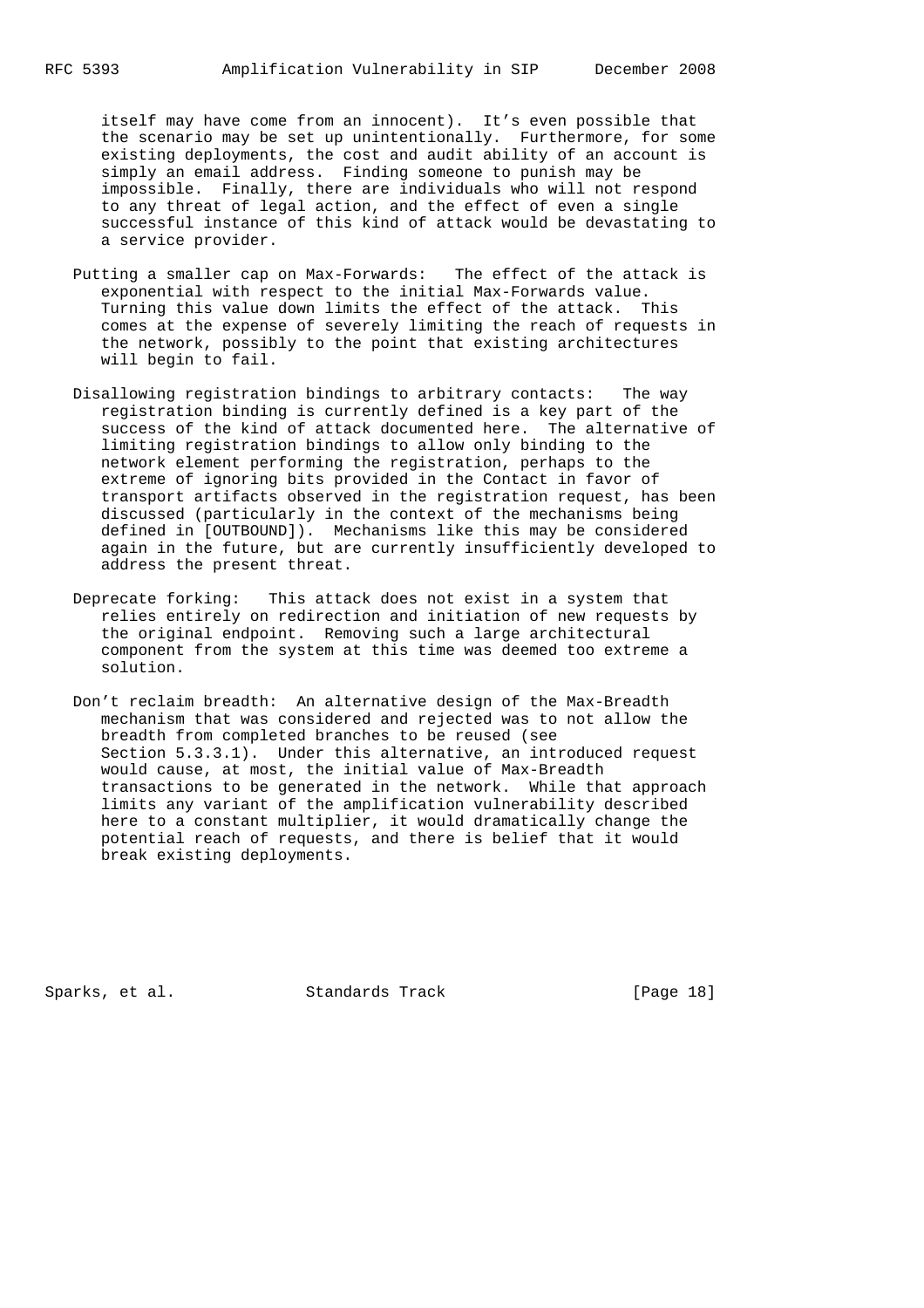itself may have come from an innocent). It's even possible that the scenario may be set up unintentionally. Furthermore, for some existing deployments, the cost and audit ability of an account is simply an email address. Finding someone to punish may be impossible. Finally, there are individuals who will not respond to any threat of legal action, and the effect of even a single successful instance of this kind of attack would be devastating to a service provider.

Putting a smaller cap on Max-Forwards: The effect of the attack is exponential with respect to the initial Max-Forwards value. Turning this value down limits the effect of the attack. This comes at the expense of severely limiting the reach of requests in the network, possibly to the point that existing architectures will begin to fail.

Disallowing registration bindings to arbitrary contacts: The way registration binding is currently defined is a key part of the success of the kind of attack documented here. The alternative of limiting registration bindings to allow only binding to the network element performing the registration, perhaps to the extreme of ignoring bits provided in the Contact in favor of transport artifacts observed in the registration request, has been discussed (particularly in the context of the mechanisms being defined in [OUTBOUND]). Mechanisms like this may be considered again in the future, but are currently insufficiently developed to address the present threat.

Deprecate forking: This attack does not exist in a system that relies entirely on redirection and initiation of new requests by the original endpoint. Removing such a large architectural component from the system at this time was deemed too extreme a solution.

Don't reclaim breadth: An alternative design of the Max-Breadth mechanism that was considered and rejected was to not allow the breadth from completed branches to be reused (see Section 5.3.3.1). Under this alternative, an introduced request would cause, at most, the initial value of Max-Breadth transactions to be generated in the network. While that approach limits any variant of the amplification vulnerability described here to a constant multiplier, it would dramatically change the potential reach of requests, and there is belief that it would break existing deployments.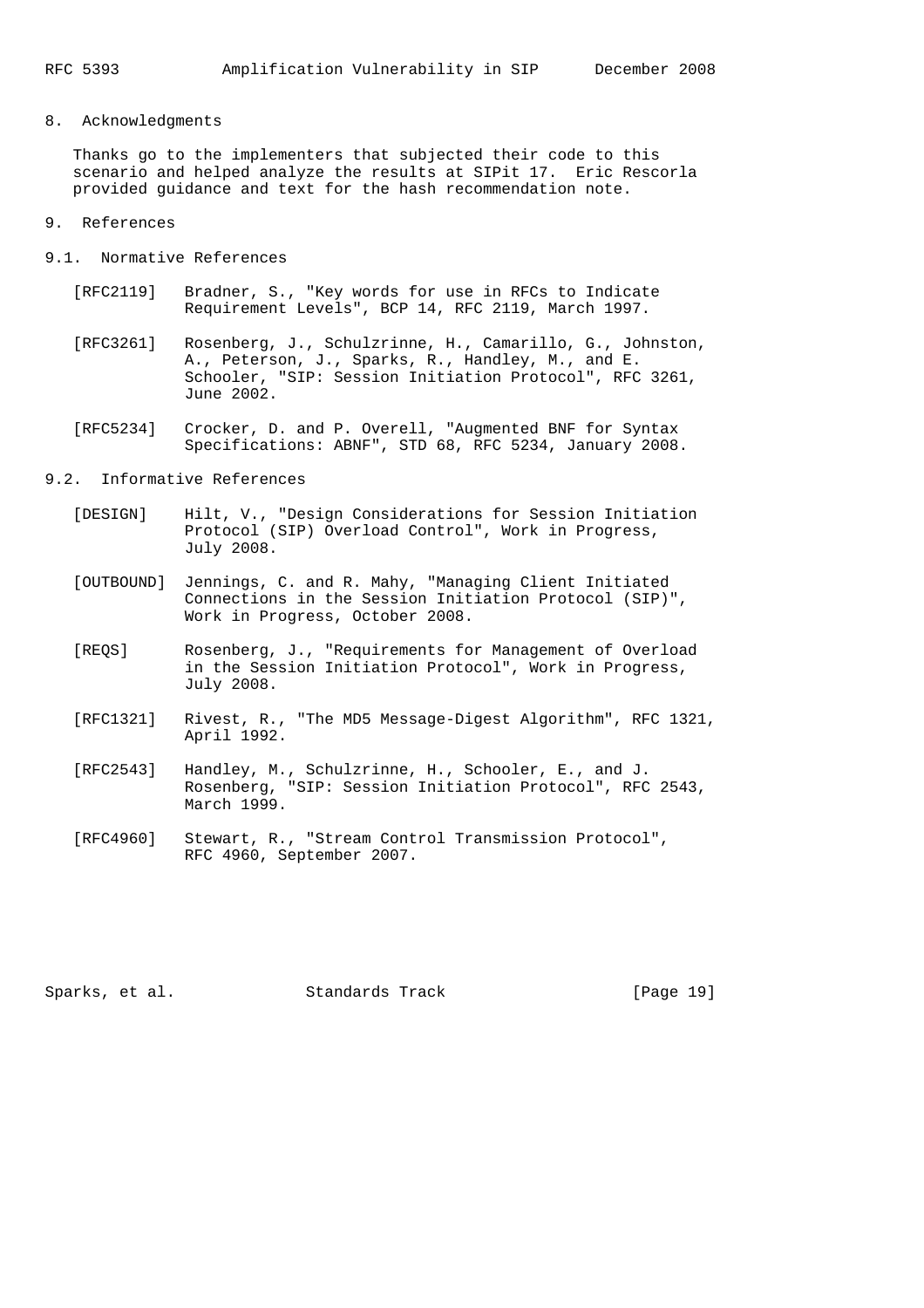## 8. Acknowledgments

Thanks go to the implementers that subjected their code to this scenario and helped analyze the results at SIPit 17. Eric Rescorla provided guidance and text for the hash recommendation note.

## 9. References

### 9.1. Normative References

[RFC2119] Bradner, S., "Key words for use in RFCs to Indicate Requirement Levels", BCP 14, RFC 2119, March 1997.

[RFC3261] Rosenberg, J., Schulzrinne, H., Camarillo, G., Johnston, A., Peterson, J., Sparks, R., Handley, M., and E. Schooler, "SIP: Session Initiation Protocol", RFC 3261, June 2002.

[RFC5234] Crocker, D. and P. Overell, "Augmented BNF for Syntax Specifications: ABNF", STD 68, RFC 5234, January 2008.

### 9.2. Informative References

[DESIGN] Hilt, V., "Design Considerations for Session Initiation Protocol (SIP) Overload Control", Work in Progress, July 2008.

[OUTBOUND] Jennings, C. and R. Mahy, "Managing Client Initiated Connections in the Session Initiation Protocol (SIP)", Work in Progress, October 2008.

[REQS] Rosenberg, J., "Requirements for Management of Overload in the Session Initiation Protocol", Work in Progress, July 2008.

[RFC1321] Rivest, R., "The MD5 Message-Digest Algorithm", RFC 1321, April 1992.

[RFC2543] Handley, M., Schulzrinne, H., Schooler, E., and J. Rosenberg, "SIP: Session Initiation Protocol", RFC 2543, March 1999.

[RFC4960] Stewart, R., "Stream Control Transmission Protocol", RFC 4960, September 2007.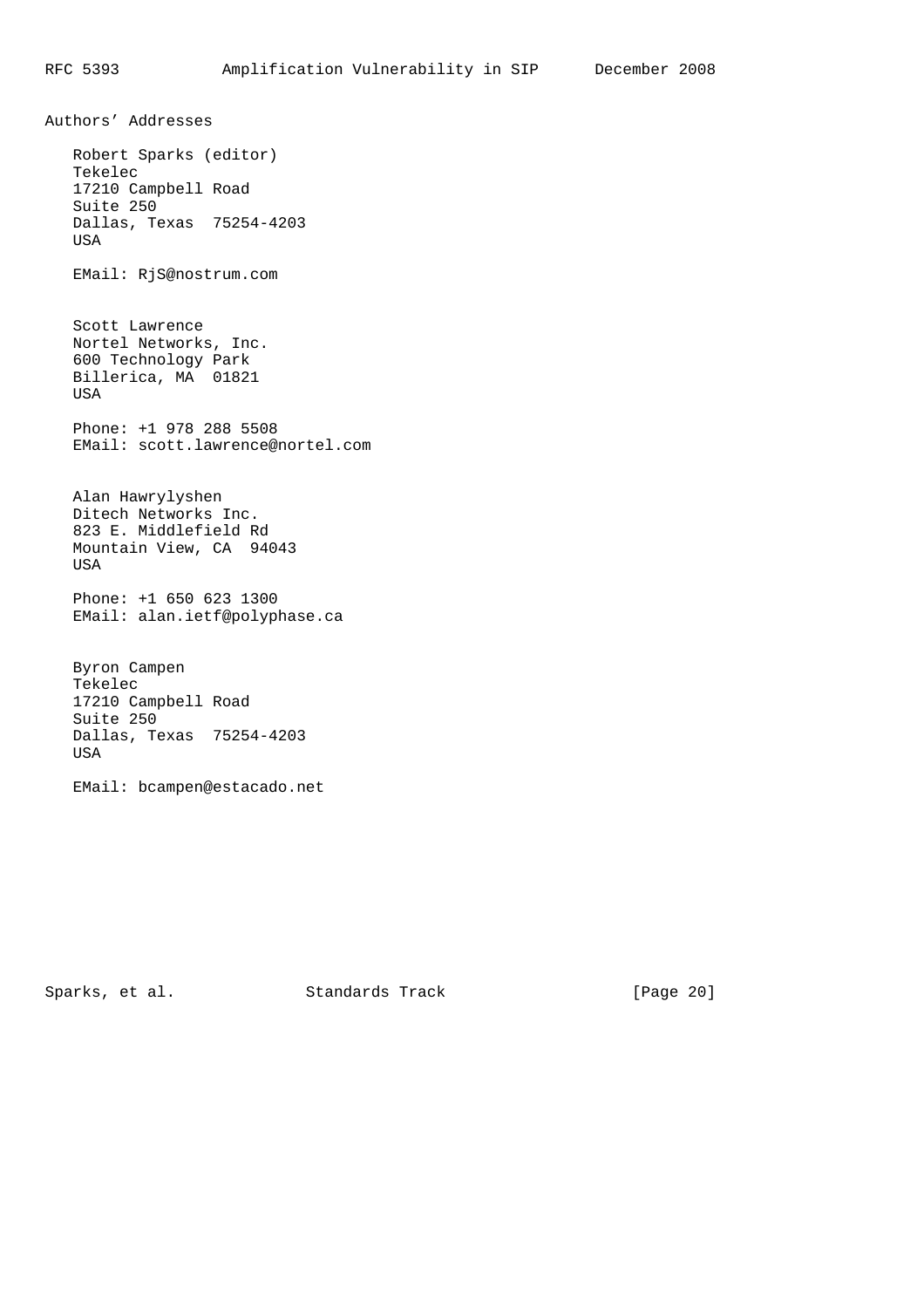## Authors' Addresses

Robert Sparks (editor)
Tekelec
17210 Campbell Road
Suite 250
Dallas, Texas 75254-4203
USA

EMail: RjS@nostrum.com

Scott Lawrence
Nortel Networks, Inc.
600 Technology Park
Billerica, MA 01821
USA

Phone: +1 978 288 5508
EMail: scott.lawrence@nortel.com

Alan Hawrylyshen
Ditech Networks Inc.
823 E. Middlefield Rd
Mountain View, CA 94043
USA

Phone: +1 650 623 1300
EMail: alan.ietf@polyphase.ca

Byron Campen
Tekelec
17210 Campbell Road
Suite 250
Dallas, Texas 75254-4203
USA

EMail: bcampen@estacado.net